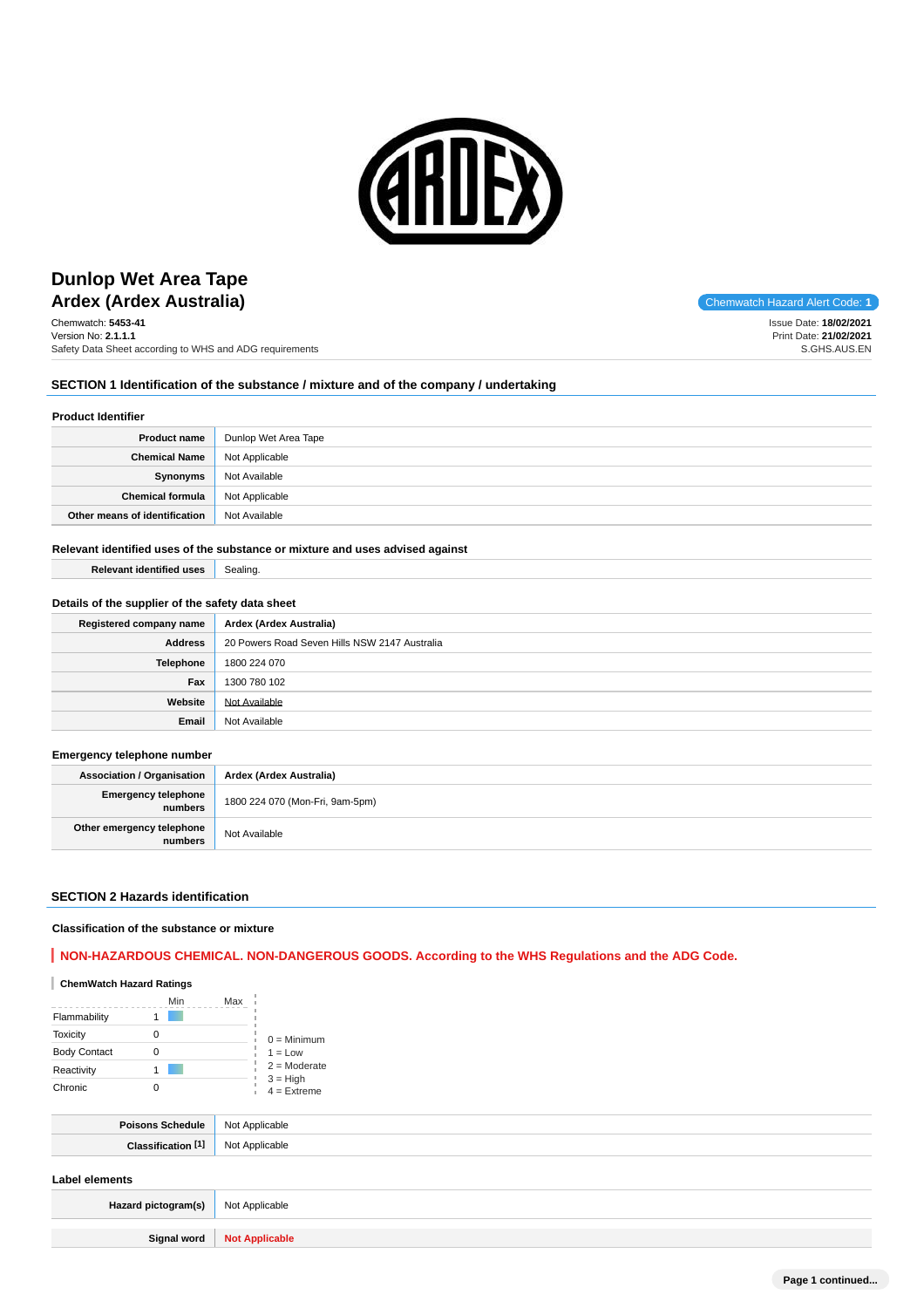# Dunlop Wet Area Tape

## Ardex (Ardex Australia)

Chemwatch: **5453-41**
Version No: **2.1.1.1**
Safety Data Sheet according to WHS and ADG requirements

Chemwatch Hazard Alert Code: **1**

Issue Date: **18/02/2021**
Print Date: **21/02/2021**
S.GHS.AUS.EN

## SECTION 1 Identification of the substance / mixture and of the company / undertaking

### Product Identifier

| | |
|---|---|
| **Product name** | Dunlop Wet Area Tape |
| **Chemical Name** | Not Applicable |
| **Synonyms** | Not Available |
| **Chemical formula** | Not Applicable |
| **Other means of identification** | Not Available |

### Relevant identified uses of the substance or mixture and uses advised against

| | |
|---|---|
| **Relevant identified uses** | Sealing. |

### Details of the supplier of the safety data sheet

| | |
|---|---|
| **Registered company name** | **Ardex (Ardex Australia)** |
| **Address** | 20 Powers Road Seven Hills NSW 2147 Australia |
| **Telephone** | 1800 224 070 |
| **Fax** | 1300 780 102 |
| **Website** | Not Available |
| **Email** | Not Available |

### Emergency telephone number

| | |
|---|---|
| **Association / Organisation** | **Ardex (Ardex Australia)** |
| **Emergency telephone numbers** | 1800 224 070 (Mon-Fri, 9am-5pm) |
| **Other emergency telephone numbers** | Not Available |

## SECTION 2 Hazards identification

### Classification of the substance or mixture

**NON-HAZARDOUS CHEMICAL. NON-DANGEROUS GOODS. According to the WHS Regulations and the ADG Code.**

**ChemWatch Hazard Ratings**

| | Min | Max |
|---|---|---|
| Flammability | 1 | |
| Toxicity | 0 | |
| Body Contact | 0 | |
| Reactivity | 1 | |
| Chronic | 0 | |

0 = Minimum
1 = Low
2 = Moderate
3 = High
4 = Extreme

| | |
|---|---|
| **Poisons Schedule** | Not Applicable |
| **Classification [1]** | Not Applicable |

### Label elements

| | |
|---|---|
| **Hazard pictogram(s)** | Not Applicable |
| **Signal word** | **Not Applicable** |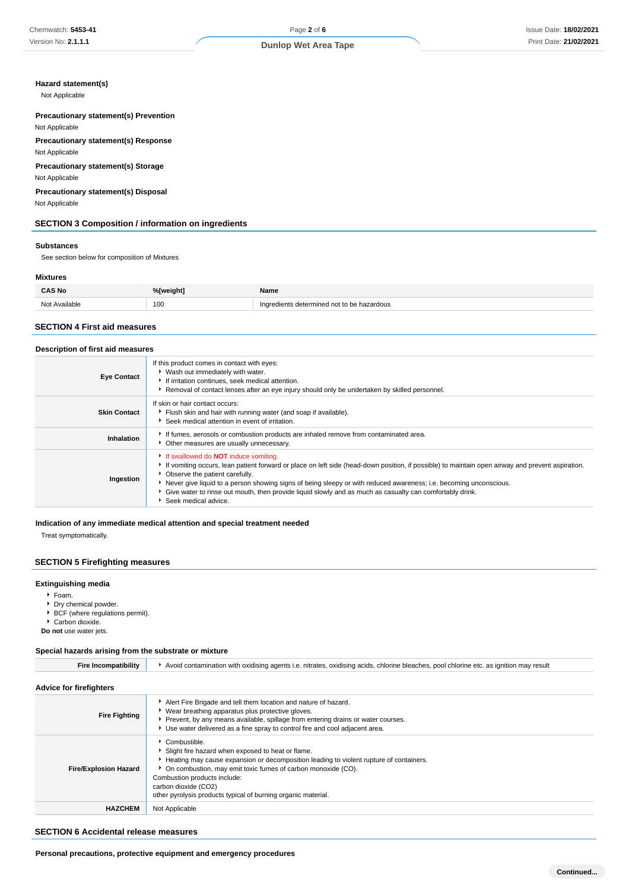**Hazard statement(s)**

Not Applicable

**Precautionary statement(s) Prevention**

Not Applicable

**Precautionary statement(s) Response**

Not Applicable

**Precautionary statement(s) Storage**

Not Applicable

**Precautionary statement(s) Disposal**

Not Applicable

## SECTION 3 Composition / information on ingredients

### Substances

See section below for composition of Mixtures

### Mixtures

| CAS No | %[weight] | Name |
|---|---|---|
| Not Available | 100 | Ingredients determined not to be hazardous |

## SECTION 4 First aid measures

### Description of first aid measures

| | |
|---|---|
| **Eye Contact** | If this product comes in contact with eyes:<br>- Wash out immediately with water.<br>- If irritation continues, seek medical attention.<br>- Removal of contact lenses after an eye injury should only be undertaken by skilled personnel. |
| **Skin Contact** | If skin or hair contact occurs:<br>- Flush skin and hair with running water (and soap if available).<br>- Seek medical attention in event of irritation. |
| **Inhalation** | - If fumes, aerosols or combustion products are inhaled remove from contaminated area.<br>- Other measures are usually unnecessary. |
| **Ingestion** | - If swallowed do **NOT** induce vomiting.<br>- If vomiting occurs, lean patient forward or place on left side (head-down position, if possible) to maintain open airway and prevent aspiration.<br>- Observe the patient carefully.<br>- Never give liquid to a person showing signs of being sleepy or with reduced awareness; i.e. becoming unconscious.<br>- Give water to rinse out mouth, then provide liquid slowly and as much as casualty can comfortably drink.<br>- Seek medical advice. |

### Indication of any immediate medical attention and special treatment needed

Treat symptomatically.

## SECTION 5 Firefighting measures

### Extinguishing media

- Foam.
- Dry chemical powder.
- BCF (where regulations permit).
- Carbon dioxide.

**Do not** use water jets.

### Special hazards arising from the substrate or mixture

| | |
|---|---|
| **Fire Incompatibility** | - Avoid contamination with oxidising agents i.e. nitrates, oxidising acids, chlorine bleaches, pool chlorine etc. as ignition may result |

### Advice for firefighters

| | |
|---|---|
| **Fire Fighting** | - Alert Fire Brigade and tell them location and nature of hazard.<br>- Wear breathing apparatus plus protective gloves.<br>- Prevent, by any means available, spillage from entering drains or water courses.<br>- Use water delivered as a fine spray to control fire and cool adjacent area. |
| **Fire/Explosion Hazard** | - Combustible.<br>- Slight fire hazard when exposed to heat or flame.<br>- Heating may cause expansion or decomposition leading to violent rupture of containers.<br>- On combustion, may emit toxic fumes of carbon monoxide (CO).<br>Combustion products include:<br>carbon dioxide ($CO_2$)<br>other pyrolysis products typical of burning organic material. |
| **HAZCHEM** | Not Applicable |

## SECTION 6 Accidental release measures

### Personal precautions, protective equipment and emergency procedures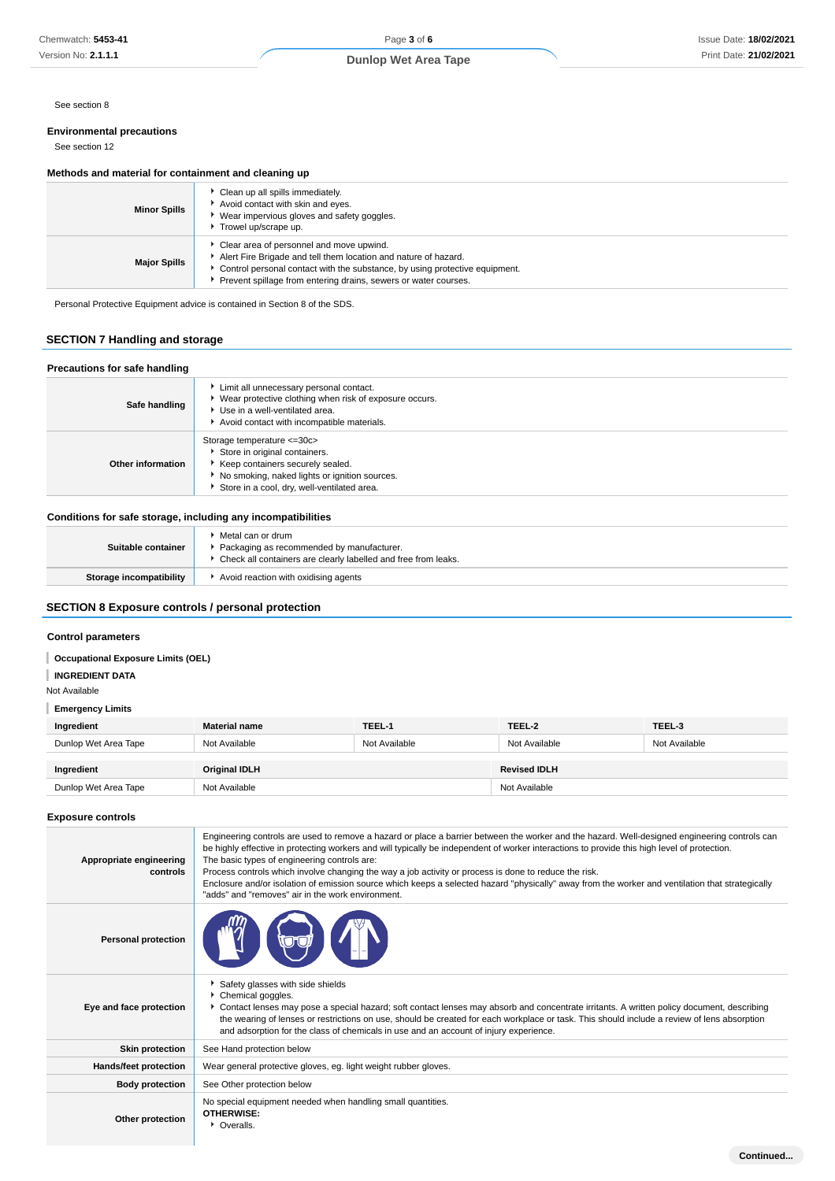See section 8

### Environmental precautions

See section 12

### Methods and material for containment and cleaning up

| | |
|---|---|
| **Minor Spills** | ▸ Clean up all spills immediately.<br>▸ Avoid contact with skin and eyes.<br>▸ Wear impervious gloves and safety goggles.<br>▸ Trowel up/scrape up. |
| **Major Spills** | ▸ Clear area of personnel and move upwind.<br>▸ Alert Fire Brigade and tell them location and nature of hazard.<br>▸ Control personal contact with the substance, by using protective equipment.<br>▸ Prevent spillage from entering drains, sewers or water courses. |

Personal Protective Equipment advice is contained in Section 8 of the SDS.

## SECTION 7 Handling and storage

### Precautions for safe handling

| | |
|---|---|
| **Safe handling** | ▸ Limit all unnecessary personal contact.<br>▸ Wear protective clothing when risk of exposure occurs.<br>▸ Use in a well-ventilated area.<br>▸ Avoid contact with incompatible materials. |
| **Other information** | Storage temperature <=30c><br>▸ Store in original containers.<br>▸ Keep containers securely sealed.<br>▸ No smoking, naked lights or ignition sources.<br>▸ Store in a cool, dry, well-ventilated area. |

### Conditions for safe storage, including any incompatibilities

| | |
|---|---|
| **Suitable container** | ▸ Metal can or drum<br>▸ Packaging as recommended by manufacturer.<br>▸ Check all containers are clearly labelled and free from leaks. |
| **Storage incompatibility** | ▸ Avoid reaction with oxidising agents |

## SECTION 8 Exposure controls / personal protection

### Control parameters

**Occupational Exposure Limits (OEL)**

**INGREDIENT DATA**

Not Available

**Emergency Limits**

| Ingredient | Material name | TEEL-1 | TEEL-2 | TEEL-3 |
|---|---|---|---|---|
| Dunlop Wet Area Tape | Not Available | Not Available | Not Available | Not Available |

| Ingredient | Original IDLH | Revised IDLH |
|---|---|---|
| Dunlop Wet Area Tape | Not Available | Not Available |

### Exposure controls

| | |
|---|---|
| **Appropriate engineering controls** | Engineering controls are used to remove a hazard or place a barrier between the worker and the hazard. Well-designed engineering controls can be highly effective in protecting workers and will typically be independent of worker interactions to provide this high level of protection.<br>The basic types of engineering controls are:<br>Process controls which involve changing the way a job activity or process is done to reduce the risk.<br>Enclosure and/or isolation of emission source which keeps a selected hazard "physically" away from the worker and ventilation that strategically "adds" and "removes" air in the work environment. |
| **Personal protection** | |
| **Eye and face protection** | ▸ Safety glasses with side shields<br>▸ Chemical goggles.<br>▸ Contact lenses may pose a special hazard; soft contact lenses may absorb and concentrate irritants. A written policy document, describing the wearing of lenses or restrictions on use, should be created for each workplace or task. This should include a review of lens absorption and adsorption for the class of chemicals in use and an account of injury experience. |
| **Skin protection** | See Hand protection below |
| **Hands/feet protection** | Wear general protective gloves, eg. light weight rubber gloves. |
| **Body protection** | See Other protection below |
| **Other protection** | No special equipment needed when handling small quantities.<br>**OTHERWISE:**<br>▸ Overalls. |

Continued...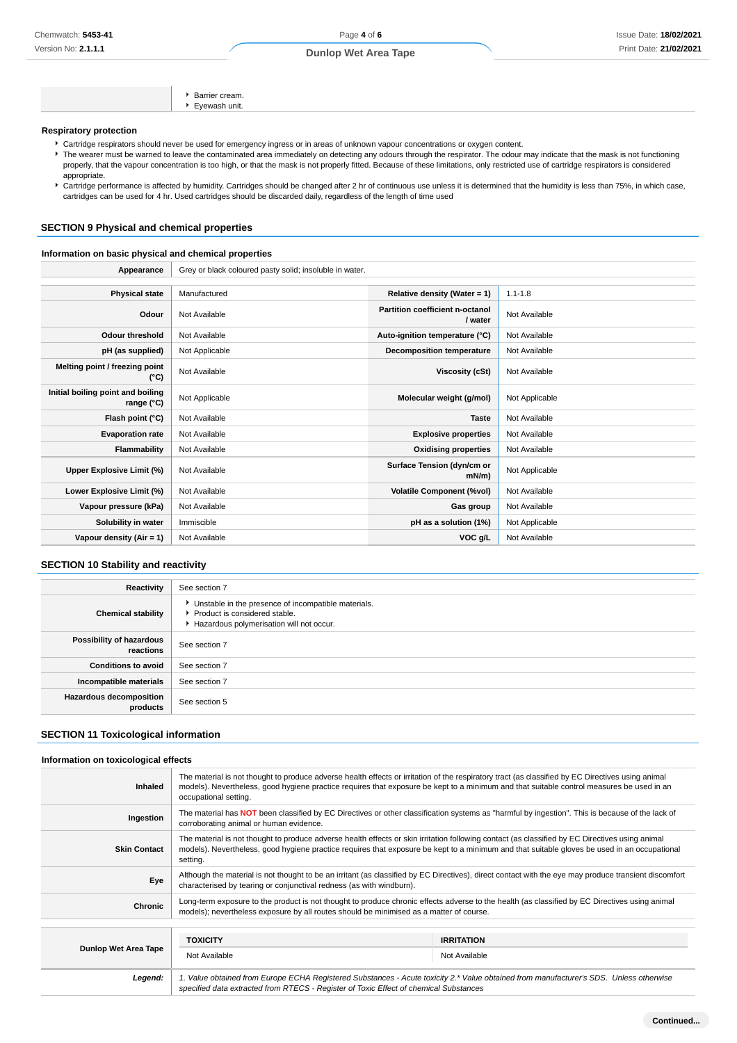|  |  |
|---|---|
|  | - Barrier cream.<br>- Eyewash unit. |

**Respiratory protection**

- Cartridge respirators should never be used for emergency ingress or in areas of unknown vapour concentrations or oxygen content.
- The wearer must be warned to leave the contaminated area immediately on detecting any odours through the respirator. The odour may indicate that the mask is not functioning properly, that the vapour concentration is too high, or that the mask is not properly fitted. Because of these limitations, only restricted use of cartridge respirators is considered appropriate.
- Cartridge performance is affected by humidity. Cartridges should be changed after 2 hr of continuous use unless it is determined that the humidity is less than 75%, in which case, cartridges can be used for 4 hr. Used cartridges should be discarded daily, regardless of the length of time used

## SECTION 9 Physical and chemical properties

### Information on basic physical and chemical properties

| **Appearance** | Grey or black coloured pasty solid; insoluble in water. | | |
|---|---|---|---|
| **Physical state** | Manufactured | **Relative density (Water = 1)** | 1.1-1.8 |
| **Odour** | Not Available | **Partition coefficient n-octanol / water** | Not Available |
| **Odour threshold** | Not Available | **Auto-ignition temperature (°C)** | Not Available |
| **pH (as supplied)** | Not Applicable | **Decomposition temperature** | Not Available |
| **Melting point / freezing point (°C)** | Not Available | **Viscosity (cSt)** | Not Available |
| **Initial boiling point and boiling range (°C)** | Not Applicable | **Molecular weight (g/mol)** | Not Applicable |
| **Flash point (°C)** | Not Available | **Taste** | Not Available |
| **Evaporation rate** | Not Available | **Explosive properties** | Not Available |
| **Flammability** | Not Available | **Oxidising properties** | Not Available |
| **Upper Explosive Limit (%)** | Not Available | **Surface Tension (dyn/cm or mN/m)** | Not Applicable |
| **Lower Explosive Limit (%)** | Not Available | **Volatile Component (%vol)** | Not Available |
| **Vapour pressure (kPa)** | Not Available | **Gas group** | Not Available |
| **Solubility in water** | Immiscible | **pH as a solution (1%)** | Not Applicable |
| **Vapour density (Air = 1)** | Not Available | **VOC g/L** | Not Available |

## SECTION 10 Stability and reactivity

| | |
|---|---|
| **Reactivity** | See section 7 |
| **Chemical stability** | - Unstable in the presence of incompatible materials.<br>- Product is considered stable.<br>- Hazardous polymerisation will not occur. |
| **Possibility of hazardous reactions** | See section 7 |
| **Conditions to avoid** | See section 7 |
| **Incompatible materials** | See section 7 |
| **Hazardous decomposition products** | See section 5 |

## SECTION 11 Toxicological information

### Information on toxicological effects

| | |
|---|---|
| **Inhaled** | The material is not thought to produce adverse health effects or irritation of the respiratory tract (as classified by EC Directives using animal models). Nevertheless, good hygiene practice requires that exposure be kept to a minimum and that suitable control measures be used in an occupational setting. |
| **Ingestion** | The material has **NOT** been classified by EC Directives or other classification systems as "harmful by ingestion". This is because of the lack of corroborating animal or human evidence. |
| **Skin Contact** | The material is not thought to produce adverse health effects or skin irritation following contact (as classified by EC Directives using animal models). Nevertheless, good hygiene practice requires that exposure be kept to a minimum and that suitable gloves be used in an occupational setting. |
| **Eye** | Although the material is not thought to be an irritant (as classified by EC Directives), direct contact with the eye may produce transient discomfort characterised by tearing or conjunctival redness (as with windburn). |
| **Chronic** | Long-term exposure to the product is not thought to produce chronic effects adverse to the health (as classified by EC Directives using animal models); nevertheless exposure by all routes should be minimised as a matter of course. |

| | TOXICITY | IRRITATION |
|---|---|---|
| **Dunlop Wet Area Tape** | Not Available | Not Available |

| | |
|---|---|
| ***Legend:*** | *1. Value obtained from Europe ECHA Registered Substances - Acute toxicity 2.\* Value obtained from manufacturer's SDS. Unless otherwise specified data extracted from RTECS - Register of Toxic Effect of chemical Substances* |

**Continued...**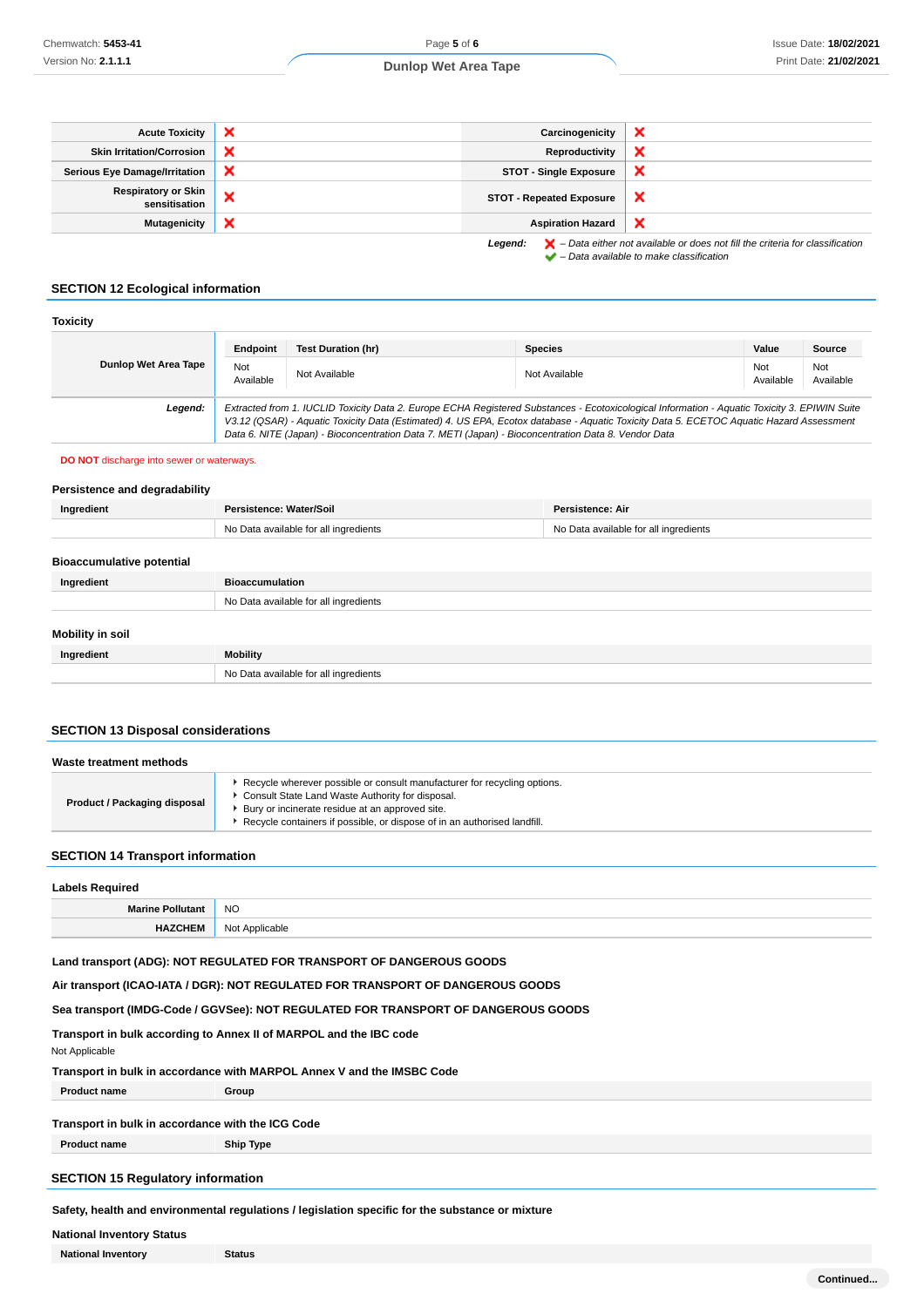| Acute Toxicity | ❌ | Carcinogenicity | ❌ |
|---|---|---|---|
| Skin Irritation/Corrosion | ❌ | Reproductivity | ❌ |
| Serious Eye Damage/Irritation | ❌ | STOT - Single Exposure | ❌ |
| Respiratory or Skin sensitisation | ❌ | STOT - Repeated Exposure | ❌ |
| Mutagenicity | ❌ | Aspiration Hazard | ❌ |

***Legend:*** ❌ *– Data either not available or does not fill the criteria for classification*
✔ *– Data available to make classification*

## SECTION 12 Ecological information

### Toxicity

| Dunlop Wet Area Tape | Endpoint | Test Duration (hr) | Species | Value | Source |
|---|---|---|---|---|---|
| | Not Available | Not Available | Not Available | Not Available | Not Available |
| ***Legend:*** | *Extracted from 1. IUCLID Toxicity Data 2. Europe ECHA Registered Substances - Ecotoxicological Information - Aquatic Toxicity 3. EPIWIN Suite V3.12 (QSAR) - Aquatic Toxicity Data (Estimated) 4. US EPA, Ecotox database - Aquatic Toxicity Data 5. ECETOC Aquatic Hazard Assessment Data 6. NITE (Japan) - Bioconcentration Data 7. METI (Japan) - Bioconcentration Data 8. Vendor Data* | | | | |

**DO NOT** discharge into sewer or waterways.

### Persistence and degradability

| Ingredient | Persistence: Water/Soil | Persistence: Air |
|---|---|---|
| | No Data available for all ingredients | No Data available for all ingredients |

### Bioaccumulative potential

| Ingredient | Bioaccumulation |
|---|---|
| | No Data available for all ingredients |

### Mobility in soil

| Ingredient | Mobility |
|---|---|
| | No Data available for all ingredients |

## SECTION 13 Disposal considerations

### Waste treatment methods

| Product / Packaging disposal | ‣ Recycle wherever possible or consult manufacturer for recycling options.<br>‣ Consult State Land Waste Authority for disposal.<br>‣ Bury or incinerate residue at an approved site.<br>‣ Recycle containers if possible, or dispose of in an authorised landfill. |
|---|---|

## SECTION 14 Transport information

### Labels Required

| Marine Pollutant | NO |
|---|---|
| HAZCHEM | Not Applicable |

**Land transport (ADG): NOT REGULATED FOR TRANSPORT OF DANGEROUS GOODS**

**Air transport (ICAO-IATA / DGR): NOT REGULATED FOR TRANSPORT OF DANGEROUS GOODS**

**Sea transport (IMDG-Code / GGVSee): NOT REGULATED FOR TRANSPORT OF DANGEROUS GOODS**

**Transport in bulk according to Annex II of MARPOL and the IBC code**

Not Applicable

**Transport in bulk in accordance with MARPOL Annex V and the IMSBC Code**

| Product name | Group |
|---|---|

**Transport in bulk in accordance with the ICG Code**

| Product name | Ship Type |
|---|---|

## SECTION 15 Regulatory information

**Safety, health and environmental regulations / legislation specific for the substance or mixture**

### National Inventory Status

| National Inventory | Status |
|---|---|

Continued...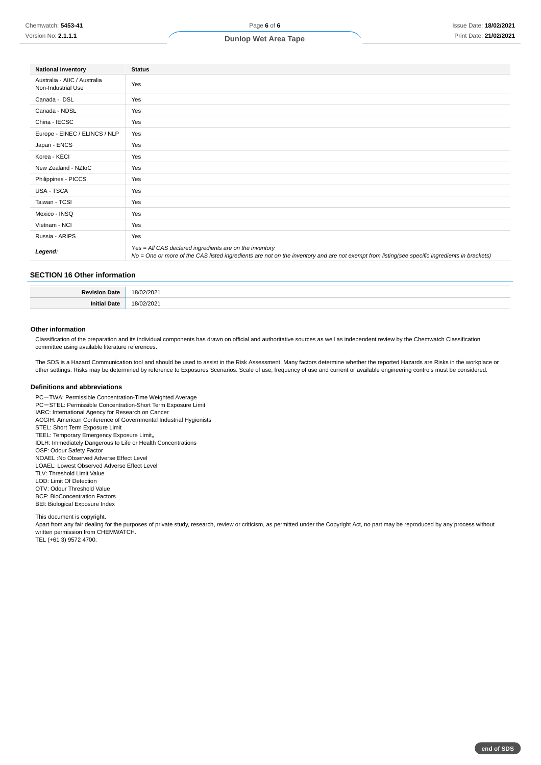| National Inventory | Status |
|---|---|
| Australia - AIIC / Australia Non-Industrial Use | Yes |
| Canada - DSL | Yes |
| Canada - NDSL | Yes |
| China - IECSC | Yes |
| Europe - EINEC / ELINCS / NLP | Yes |
| Japan - ENCS | Yes |
| Korea - KECI | Yes |
| New Zealand - NZIoC | Yes |
| Philippines - PICCS | Yes |
| USA - TSCA | Yes |
| Taiwan - TCSI | Yes |
| Mexico - INSQ | Yes |
| Vietnam - NCI | Yes |
| Russia - ARIPS | Yes |
| ***Legend:*** | *Yes = All CAS declared ingredients are on the inventory*<br>*No = One or more of the CAS listed ingredients are not on the inventory and are not exempt from listing(see specific ingredients in brackets)* |

## SECTION 16 Other information

| | |
|---|---|
| **Revision Date** | 18/02/2021 |
| **Initial Date** | 18/02/2021 |

### Other information

Classification of the preparation and its individual components has drawn on official and authoritative sources as well as independent review by the Chemwatch Classification committee using available literature references.

The SDS is a Hazard Communication tool and should be used to assist in the Risk Assessment. Many factors determine whether the reported Hazards are Risks in the workplace or other settings. Risks may be determined by reference to Exposures Scenarios. Scale of use, frequency of use and current or available engineering controls must be considered.

### Definitions and abbreviations

PC－TWA: Permissible Concentration-Time Weighted Average
PC－STEL: Permissible Concentration-Short Term Exposure Limit
IARC: International Agency for Research on Cancer
ACGIH: American Conference of Governmental Industrial Hygienists
STEL: Short Term Exposure Limit
TEEL: Temporary Emergency Exposure Limit。
IDLH: Immediately Dangerous to Life or Health Concentrations
OSF: Odour Safety Factor
NOAEL :No Observed Adverse Effect Level
LOAEL: Lowest Observed Adverse Effect Level
TLV: Threshold Limit Value
LOD: Limit Of Detection
OTV: Odour Threshold Value
BCF: BioConcentration Factors
BEI: Biological Exposure Index

This document is copyright.
Apart from any fair dealing for the purposes of private study, research, review or criticism, as permitted under the Copyright Act, no part may be reproduced by any process without written permission from CHEMWATCH.
TEL (+61 3) 9572 4700.

**end of SDS**